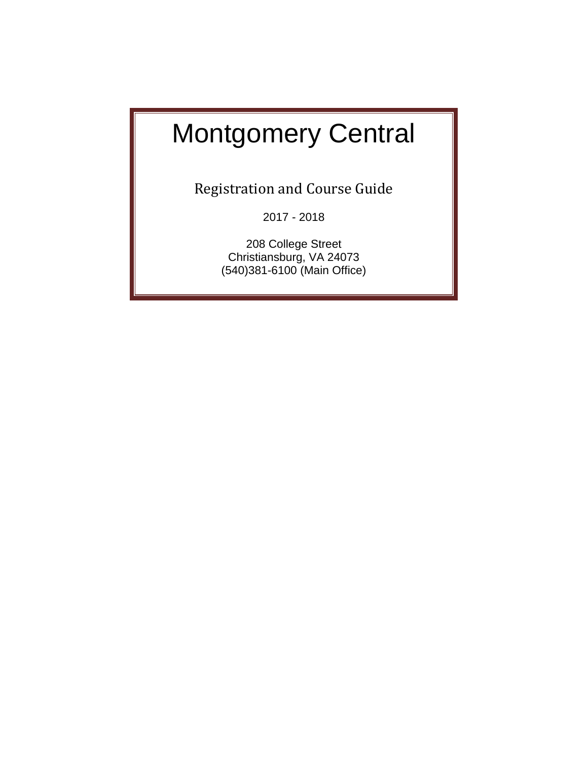# Montgomery Central

## Registration and Course Guide

2017 - 2018

208 College Street
Christiansburg, VA 24073
(540)381-6100 (Main Office)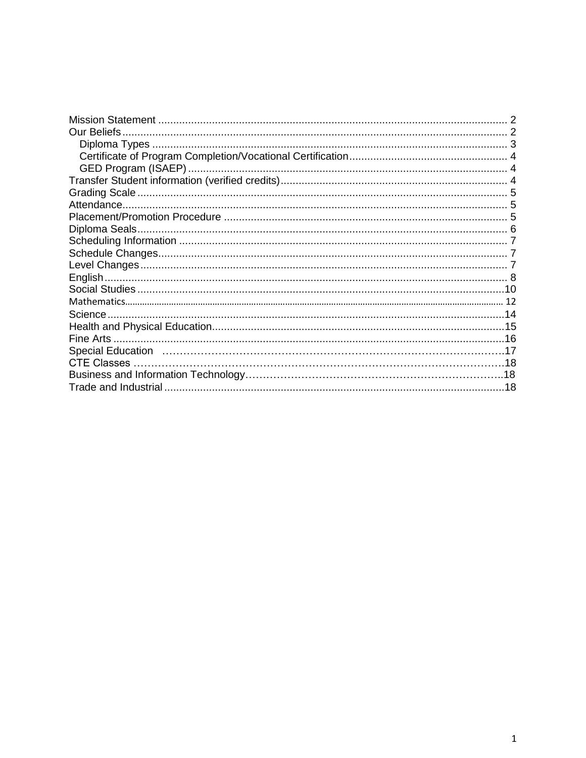Mission Statement .................................................................................................................... 2
Our Beliefs ................................................................................................................................. 2
  Diploma Types ...................................................................................................................... 3
  Certificate of Program Completion/Vocational Certification .................................................... 4
  GED Program (ISAEP) ........................................................................................................... 4
Transfer Student information (verified credits) ............................................................................ 4
Grading Scale ............................................................................................................................. 5
Attendance .................................................................................................................................. 5
Placement/Promotion Procedure ............................................................................................... 5
Diploma Seals ............................................................................................................................. 6
Scheduling Information ............................................................................................................... 7
Schedule Changes ...................................................................................................................... 7
Level Changes ............................................................................................................................ 7
English ......................................................................................................................................... 8
Social Studies ............................................................................................................................ 10
Mathematics ............................................................................................................................... 12
Science ....................................................................................................................................... 14
Health and Physical Education .................................................................................................. 15
Fine Arts .................................................................................................................................... 16
Special Education ...................................................................................................................... 17
CTE Classes .............................................................................................................................. 18
Business and Information Technology ....................................................................................... 18
Trade and Industrial .................................................................................................................. 18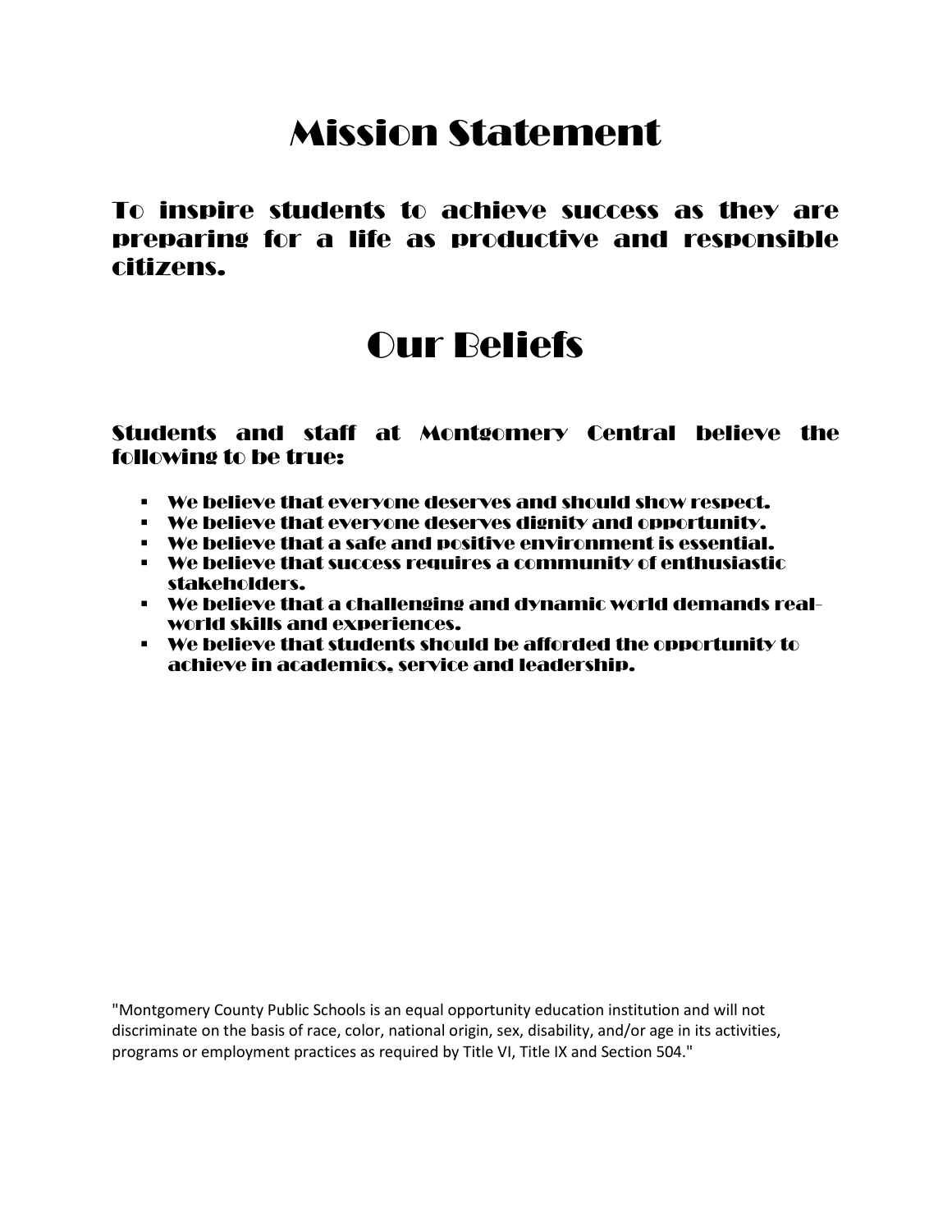# Mission Statement

**To inspire students to achieve success as they are preparing for a life as productive and responsible citizens.**

# Our Beliefs

**Students and staff at Montgomery Central believe the following to be true:**

- We believe that everyone deserves and should show respect.
- We believe that everyone deserves dignity and opportunity.
- We believe that a safe and positive environment is essential.
- We believe that success requires a community of enthusiastic stakeholders.
- We believe that a challenging and dynamic world demands real-world skills and experiences.
- We believe that students should be afforded the opportunity to achieve in academics, service and leadership.

"Montgomery County Public Schools is an equal opportunity education institution and will not discriminate on the basis of race, color, national origin, sex, disability, and/or age in its activities, programs or employment practices as required by Title VI, Title IX and Section 504."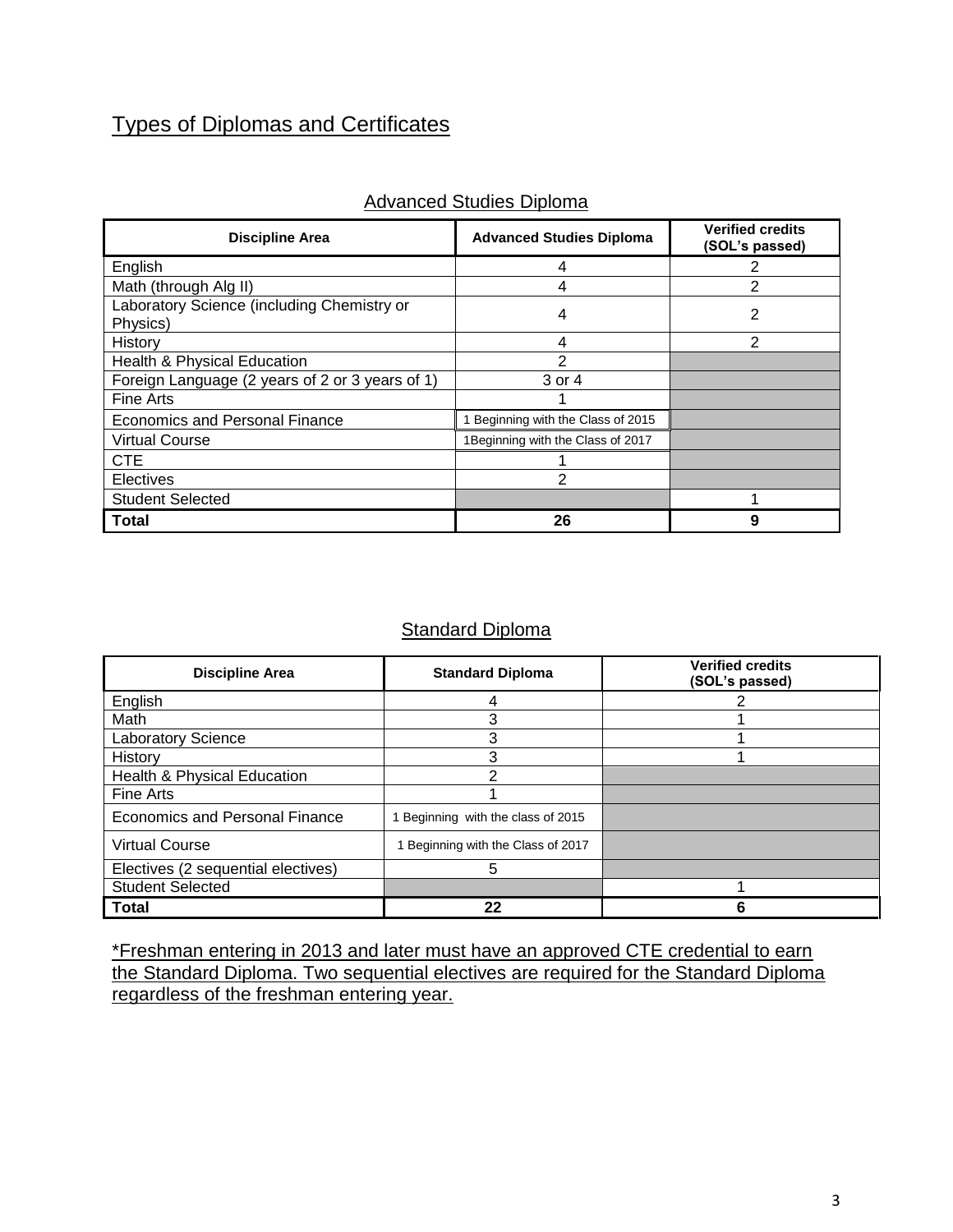# Types of Diplomas and Certificates

## Advanced Studies Diploma

| Discipline Area | Advanced Studies Diploma | Verified credits (SOL's passed) |
| --- | --- | --- |
| English | 4 | 2 |
| Math (through Alg II) | 4 | 2 |
| Laboratory Science (including Chemistry or Physics) | 4 | 2 |
| History | 4 | 2 |
| Health & Physical Education | 2 | |
| Foreign Language (2 years of 2 or 3 years of 1) | 3 or 4 | |
| Fine Arts | 1 | |
| Economics and Personal Finance | 1 Beginning with the Class of 2015 | |
| Virtual Course | 1Beginning with the Class of 2017 | |
| CTE | 1 | |
| Electives | 2 | |
| Student Selected | | 1 |
| **Total** | **26** | **9** |

## Standard Diploma

| Discipline Area | Standard Diploma | Verified credits (SOL's passed) |
| --- | --- | --- |
| English | 4 | 2 |
| Math | 3 | 1 |
| Laboratory Science | 3 | 1 |
| History | 3 | 1 |
| Health & Physical Education | 2 | |
| Fine Arts | 1 | |
| Economics and Personal Finance | 1 Beginning with the class of 2015 | |
| Virtual Course | 1 Beginning with the Class of 2017 | |
| Electives (2 sequential electives) | 5 | |
| Student Selected | | 1 |
| **Total** | **22** | **6** |

*Freshman entering in 2013 and later must have an approved CTE credential to earn the Standard Diploma. Two sequential electives are required for the Standard Diploma regardless of the freshman entering year.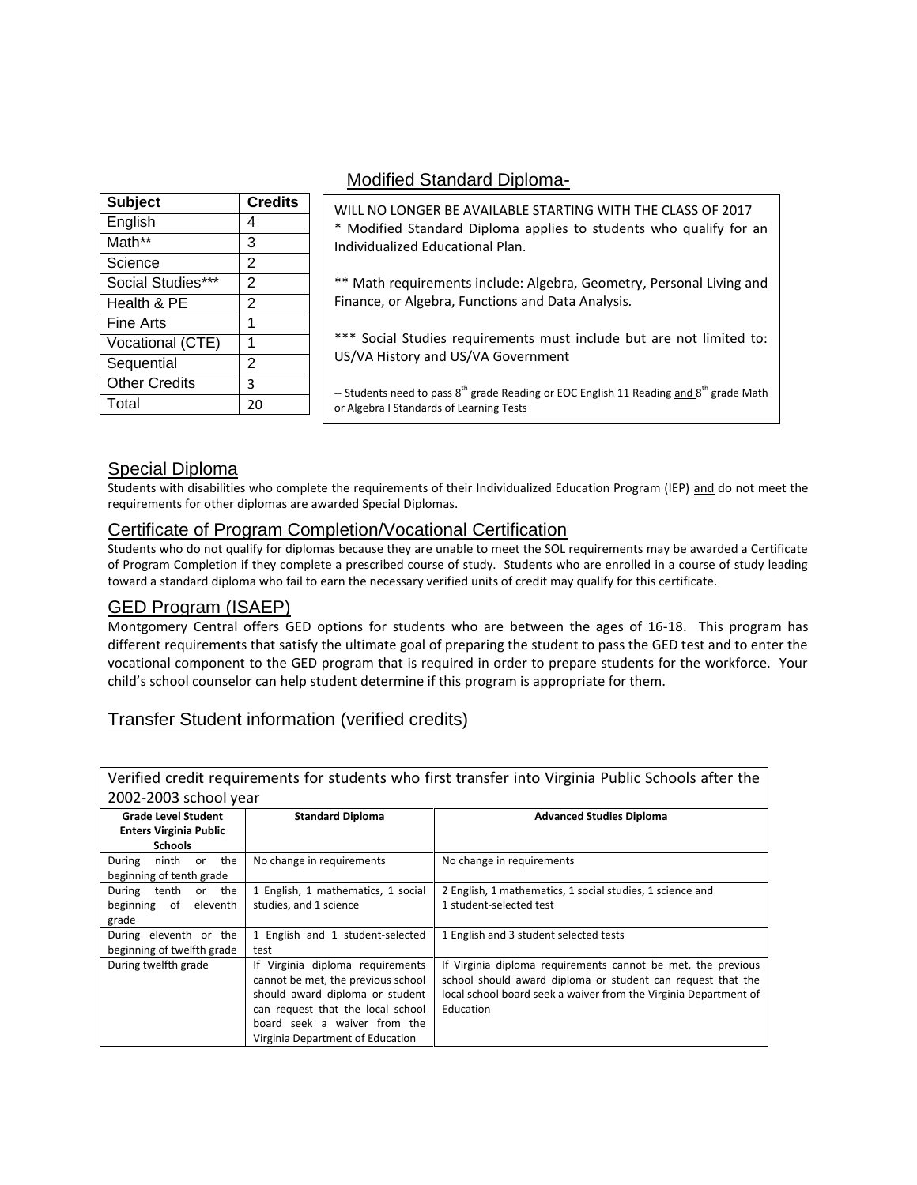## Modified Standard Diploma-

| Subject | Credits |
|---|---|
| English | 4 |
| Math** | 3 |
| Science | 2 |
| Social Studies*** | 2 |
| Health & PE | 2 |
| Fine Arts | 1 |
| Vocational (CTE) | 1 |
| Sequential | 2 |
| Other Credits | 3 |
| Total | 20 |

WILL NO LONGER BE AVAILABLE STARTING WITH THE CLASS OF 2017

* Modified Standard Diploma applies to students who qualify for an Individualized Educational Plan.

** Math requirements include: Algebra, Geometry, Personal Living and Finance, or Algebra, Functions and Data Analysis.

*** Social Studies requirements must include but are not limited to: US/VA History and US/VA Government

-- Students need to pass 8th grade Reading or EOC English 11 Reading and 8th grade Math or Algebra I Standards of Learning Tests

## Special Diploma

Students with disabilities who complete the requirements of their Individualized Education Program (IEP) and do not meet the requirements for other diplomas are awarded Special Diplomas.

## Certificate of Program Completion/Vocational Certification

Students who do not qualify for diplomas because they are unable to meet the SOL requirements may be awarded a Certificate of Program Completion if they complete a prescribed course of study. Students who are enrolled in a course of study leading toward a standard diploma who fail to earn the necessary verified units of credit may qualify for this certificate.

## GED Program (ISAEP)

Montgomery Central offers GED options for students who are between the ages of 16-18. This program has different requirements that satisfy the ultimate goal of preparing the student to pass the GED test and to enter the vocational component to the GED program that is required in order to prepare students for the workforce. Your child's school counselor can help student determine if this program is appropriate for them.

## Transfer Student information (verified credits)

Verified credit requirements for students who first transfer into Virginia Public Schools after the 2002-2003 school year

| Grade Level Student Enters Virginia Public Schools | Standard Diploma | Advanced Studies Diploma |
|---|---|---|
| During ninth or the beginning of tenth grade | No change in requirements | No change in requirements |
| During tenth or the beginning of eleventh grade | 1 English, 1 mathematics, 1 social studies, and 1 science | 2 English, 1 mathematics, 1 social studies, 1 science and 1 student-selected test |
| During eleventh or the beginning of twelfth grade | 1 English and 1 student-selected test | 1 English and 3 student selected tests |
| During twelfth grade | If Virginia diploma requirements cannot be met, the previous school should award diploma or student can request that the local school board seek a waiver from the Virginia Department of Education | If Virginia diploma requirements cannot be met, the previous school should award diploma or student can request that the local school board seek a waiver from the Virginia Department of Education |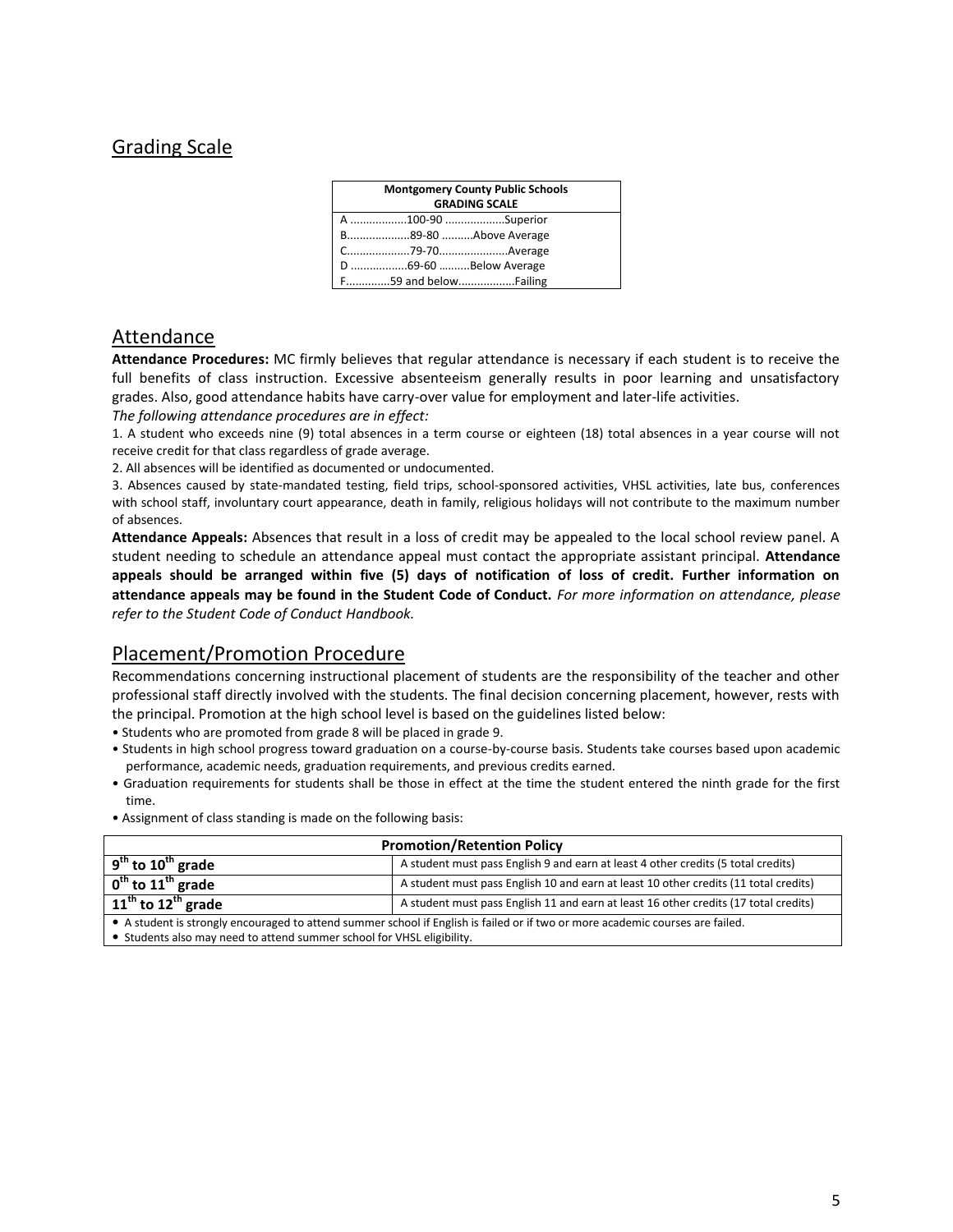## Grading Scale

| Montgomery County Public Schools GRADING SCALE | | |
|---|---|---|
| A | 100-90 | Superior |
| B | 89-80 | Above Average |
| C | 79-70 | Average |
| D | 69-60 | Below Average |
| F | 59 and below | Failing |

## Attendance

**Attendance Procedures:** MC firmly believes that regular attendance is necessary if each student is to receive the full benefits of class instruction. Excessive absenteeism generally results in poor learning and unsatisfactory grades. Also, good attendance habits have carry-over value for employment and later-life activities.

*The following attendance procedures are in effect:*

1. A student who exceeds nine (9) total absences in a term course or eighteen (18) total absences in a year course will not receive credit for that class regardless of grade average.
2. All absences will be identified as documented or undocumented.
3. Absences caused by state-mandated testing, field trips, school-sponsored activities, VHSL activities, late bus, conferences with school staff, involuntary court appearance, death in family, religious holidays will not contribute to the maximum number of absences.

**Attendance Appeals:** Absences that result in a loss of credit may be appealed to the local school review panel. A student needing to schedule an attendance appeal must contact the appropriate assistant principal. **Attendance appeals should be arranged within five (5) days of notification of loss of credit. Further information on attendance appeals may be found in the Student Code of Conduct.** *For more information on attendance, please refer to the Student Code of Conduct Handbook.*

## Placement/Promotion Procedure

Recommendations concerning instructional placement of students are the responsibility of the teacher and other professional staff directly involved with the students. The final decision concerning placement, however, rests with the principal. Promotion at the high school level is based on the guidelines listed below:

- Students who are promoted from grade 8 will be placed in grade 9.
- Students in high school progress toward graduation on a course-by-course basis. Students take courses based upon academic performance, academic needs, graduation requirements, and previous credits earned.
- Graduation requirements for students shall be those in effect at the time the student entered the ninth grade for the first time.
- Assignment of class standing is made on the following basis:

| Promotion/Retention Policy | |
|---|---|
| **9th to 10th grade** | A student must pass English 9 and earn at least 4 other credits (5 total credits) |
| **0th to 11th grade** | A student must pass English 10 and earn at least 10 other credits (11 total credits) |
| **11th to 12th grade** | A student must pass English 11 and earn at least 16 other credits (17 total credits) |
| • A student is strongly encouraged to attend summer school if English is failed or if two or more academic courses are failed.<br>• Students also may need to attend summer school for VHSL eligibility. | |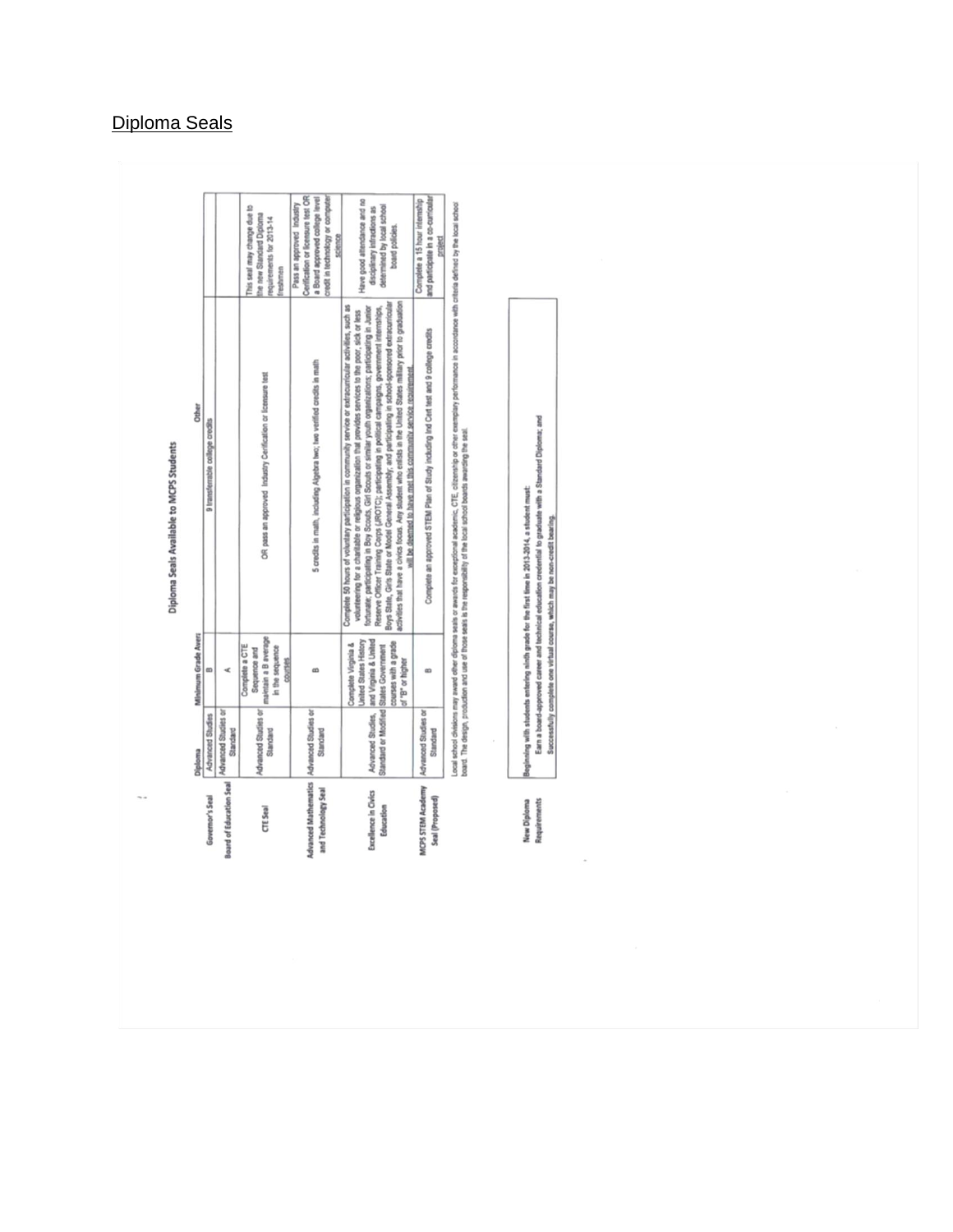## Diploma Seals

### Diploma Seals Available to MCPS Students

| | Diploma | Minimum Grade Avers | Other | |
|---|---|---|---|---|
| Governor's Seal | Advanced Studies | B | 9 transferrable college credits | |
| Board of Education Seal | Advanced Studies or Standard | A | | |
| CTE Seal | Advanced Studies or Standard | Complete a CTE Sequence and maintain a B average in the sequence courses | OR pass an approved Industry Certification or licensure test | This seal may change due to the new Standard Diploma requirements for 2013-14 freshmen |
| Advanced Mathematics and Technology Seal | Advanced Studies or Standard | B | 5 credits in math, including Algebra two; two verified credits in math | Pass an approved Industry Certification or licensure test OR a Board approved college level credit in technology or computer science |
| Excellence in Civics Education | Advanced Studies, Standard or Modified Standard | Complete Virginia & United States History and Virginia & United States Government courses with a grade of "B" or higher | Complete 50 hours of voluntary participation in community service or extracurricular activities, such as volunteering for a charitable or religious organization that provides services to the poor, sick or less fortunate; participating in Boy Scouts, Girl Scouts or similar youth organizations; participating in Junior Reserve Officer Training Corps (JROTC); participating in political campaigns, government internships, Boys State, Girls State or Model General Assembly; and participating in school-sponsored extracurricular activities that have a civics focus. Any student who enlists in the United States military prior to graduation will be deemed to have met this community service requirement. | Have good attendance and no disciplinary infractions as determined by local school board policies. |
| MCPS STEM Academy Seal (Proposed) | Advanced Studies or Standard | B | Complete an approved STEM Plan of Study including Ind Cert test and 9 college credits | Complete a 15 hour internship and participate in a co-curricular project |

Local school divisions may award other diploma seals or awards for exceptional academic, CTE, citizenship or other exemplary performance in accordance with criteria defined by the local school board. The design, production and use of those seals is the responsibility of the local school boards awarding the seal.

| New Diploma Requirements | Beginning with students entering ninth grade for the first time in 2013-2014, a student must:<br>Earn a board-approved career and technical education credential to graduate with a Standard Diploma; and<br>Successfully complete one virtual course, which may be non-credit bearing. |
|---|---|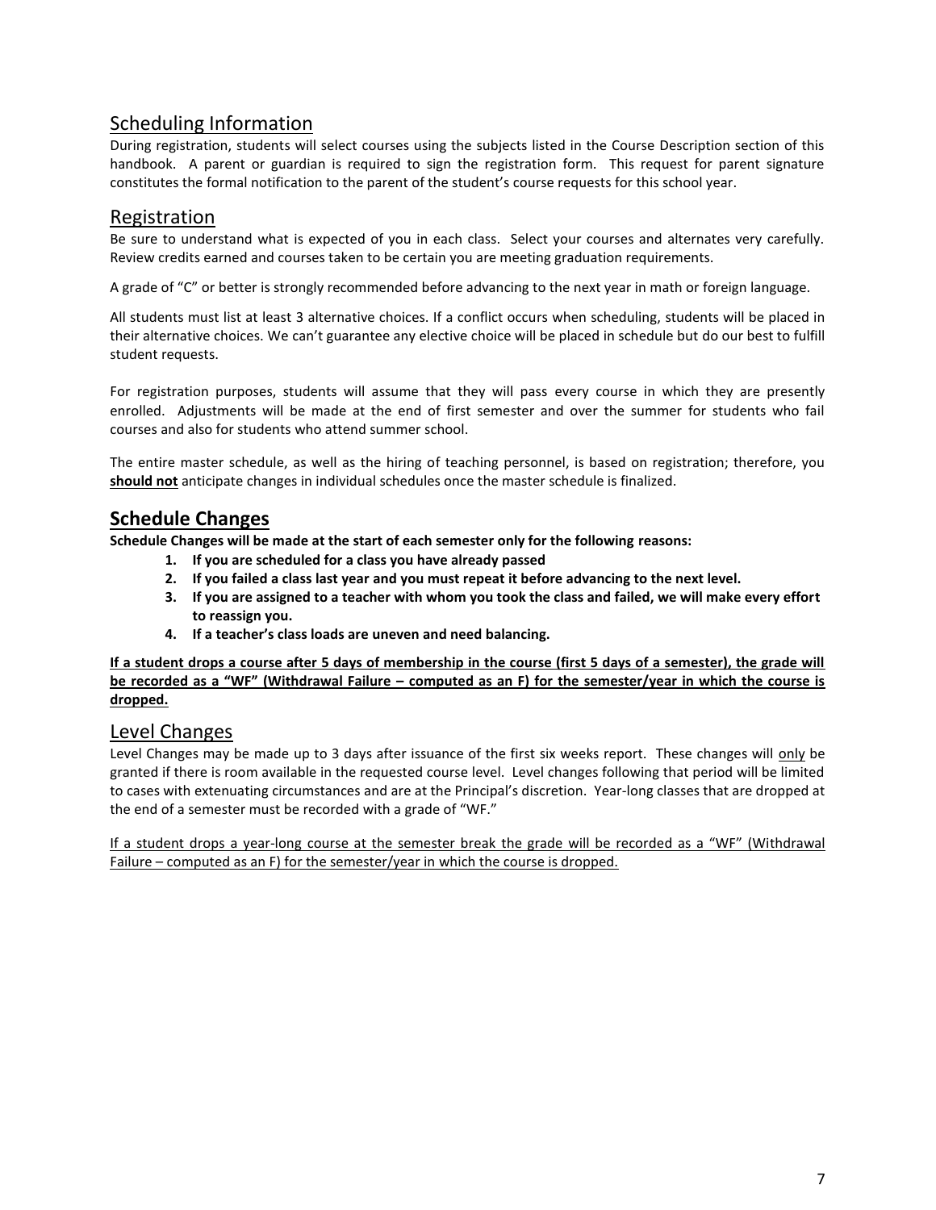## Scheduling Information

During registration, students will select courses using the subjects listed in the Course Description section of this handbook. A parent or guardian is required to sign the registration form. This request for parent signature constitutes the formal notification to the parent of the student's course requests for this school year.

## Registration

Be sure to understand what is expected of you in each class. Select your courses and alternates very carefully. Review credits earned and courses taken to be certain you are meeting graduation requirements.

A grade of "C" or better is strongly recommended before advancing to the next year in math or foreign language.

All students must list at least 3 alternative choices. If a conflict occurs when scheduling, students will be placed in their alternative choices. We can't guarantee any elective choice will be placed in schedule but do our best to fulfill student requests.

For registration purposes, students will assume that they will pass every course in which they are presently enrolled. Adjustments will be made at the end of first semester and over the summer for students who fail courses and also for students who attend summer school.

The entire master schedule, as well as the hiring of teaching personnel, is based on registration; therefore, you **should not** anticipate changes in individual schedules once the master schedule is finalized.

## Schedule Changes

**Schedule Changes will be made at the start of each semester only for the following reasons:**

1. **If you are scheduled for a class you have already passed**
2. **If you failed a class last year and you must repeat it before advancing to the next level.**
3. **If you are assigned to a teacher with whom you took the class and failed, we will make every effort to reassign you.**
4. **If a teacher's class loads are uneven and need balancing.**

**If a student drops a course after 5 days of membership in the course (first 5 days of a semester), the grade will be recorded as a "WF" (Withdrawal Failure – computed as an F) for the semester/year in which the course is dropped.**

## Level Changes

Level Changes may be made up to 3 days after issuance of the first six weeks report. These changes will only be granted if there is room available in the requested course level. Level changes following that period will be limited to cases with extenuating circumstances and are at the Principal's discretion. Year-long classes that are dropped at the end of a semester must be recorded with a grade of "WF."

If a student drops a year-long course at the semester break the grade will be recorded as a "WF" (Withdrawal Failure – computed as an F) for the semester/year in which the course is dropped.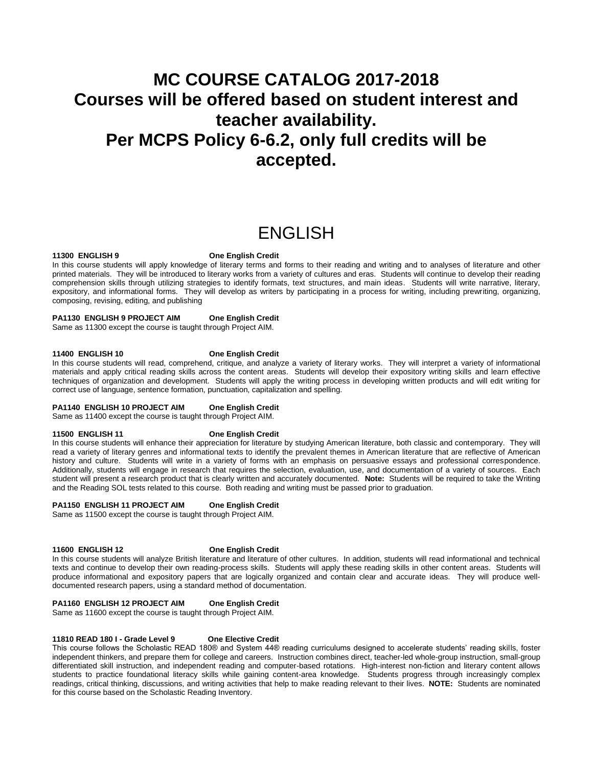# MC COURSE CATALOG 2017-2018
# Courses will be offered based on student interest and teacher availability.
# Per MCPS Policy 6-6.2, only full credits will be accepted.

## ENGLISH

**11300 ENGLISH 9 One English Credit**
In this course students will apply knowledge of literary terms and forms to their reading and writing and to analyses of literature and other printed materials. They will be introduced to literary works from a variety of cultures and eras. Students will continue to develop their reading comprehension skills through utilizing strategies to identify formats, text structures, and main ideas. Students will write narrative, literary, expository, and informational forms. They will develop as writers by participating in a process for writing, including prewriting, organizing, composing, revising, editing, and publishing

**PA1130 ENGLISH 9 PROJECT AIM One English Credit**
Same as 11300 except the course is taught through Project AIM.

**11400 ENGLISH 10 One English Credit**
In this course students will read, comprehend, critique, and analyze a variety of literary works. They will interpret a variety of informational materials and apply critical reading skills across the content areas. Students will develop their expository writing skills and learn effective techniques of organization and development. Students will apply the writing process in developing written products and will edit writing for correct use of language, sentence formation, punctuation, capitalization and spelling.

**PA1140 ENGLISH 10 PROJECT AIM One English Credit**
Same as 11400 except the course is taught through Project AIM.

**11500 ENGLISH 11 One English Credit**
In this course students will enhance their appreciation for literature by studying American literature, both classic and contemporary. They will read a variety of literary genres and informational texts to identify the prevalent themes in American literature that are reflective of American history and culture. Students will write in a variety of forms with an emphasis on persuasive essays and professional correspondence. Additionally, students will engage in research that requires the selection, evaluation, use, and documentation of a variety of sources. Each student will present a research product that is clearly written and accurately documented. **Note:** Students will be required to take the Writing and the Reading SOL tests related to this course. Both reading and writing must be passed prior to graduation.

**PA1150 ENGLISH 11 PROJECT AIM One English Credit**
Same as 11500 except the course is taught through Project AIM.

**11600 ENGLISH 12 One English Credit**
In this course students will analyze British literature and literature of other cultures. In addition, students will read informational and technical texts and continue to develop their own reading-process skills. Students will apply these reading skills in other content areas. Students will produce informational and expository papers that are logically organized and contain clear and accurate ideas. They will produce well-documented research papers, using a standard method of documentation.

**PA1160 ENGLISH 12 PROJECT AIM One English Credit**
Same as 11600 except the course is taught through Project AIM.

**11810 READ 180 I - Grade Level 9 One Elective Credit**
This course follows the Scholastic READ 180® and System 44® reading curriculums designed to accelerate students' reading skills, foster independent thinkers, and prepare them for college and careers. Instruction combines direct, teacher-led whole-group instruction, small-group differentiated skill instruction, and independent reading and computer-based rotations. High-interest non-fiction and literary content allows students to practice foundational literacy skills while gaining content-area knowledge. Students progress through increasingly complex readings, critical thinking, discussions, and writing activities that help to make reading relevant to their lives. **NOTE:** Students are nominated for this course based on the Scholastic Reading Inventory.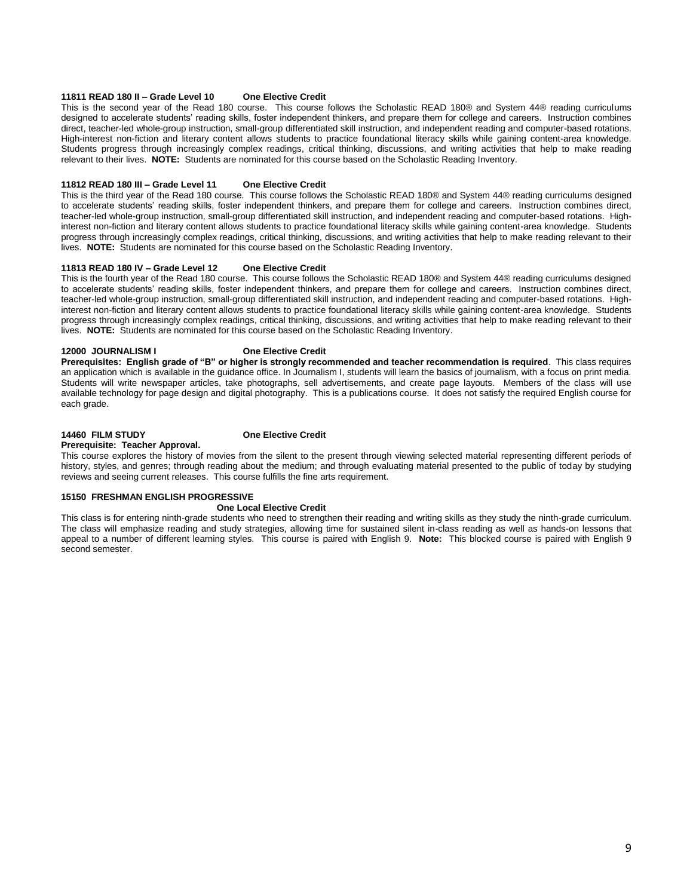**11811 READ 180 II – Grade Level 10 One Elective Credit**

This is the second year of the Read 180 course. This course follows the Scholastic READ 180® and System 44® reading curriculums designed to accelerate students' reading skills, foster independent thinkers, and prepare them for college and careers. Instruction combines direct, teacher-led whole-group instruction, small-group differentiated skill instruction, and independent reading and computer-based rotations. High-interest non-fiction and literary content allows students to practice foundational literacy skills while gaining content-area knowledge. Students progress through increasingly complex readings, critical thinking, discussions, and writing activities that help to make reading relevant to their lives. **NOTE:** Students are nominated for this course based on the Scholastic Reading Inventory.

**11812 READ 180 III – Grade Level 11 One Elective Credit**

This is the third year of the Read 180 course. This course follows the Scholastic READ 180® and System 44® reading curriculums designed to accelerate students' reading skills, foster independent thinkers, and prepare them for college and careers. Instruction combines direct, teacher-led whole-group instruction, small-group differentiated skill instruction, and independent reading and computer-based rotations. High-interest non-fiction and literary content allows students to practice foundational literacy skills while gaining content-area knowledge. Students progress through increasingly complex readings, critical thinking, discussions, and writing activities that help to make reading relevant to their lives. **NOTE:** Students are nominated for this course based on the Scholastic Reading Inventory.

**11813 READ 180 IV – Grade Level 12 One Elective Credit**

This is the fourth year of the Read 180 course. This course follows the Scholastic READ 180® and System 44® reading curriculums designed to accelerate students' reading skills, foster independent thinkers, and prepare them for college and careers. Instruction combines direct, teacher-led whole-group instruction, small-group differentiated skill instruction, and independent reading and computer-based rotations. High-interest non-fiction and literary content allows students to practice foundational literacy skills while gaining content-area knowledge. Students progress through increasingly complex readings, critical thinking, discussions, and writing activities that help to make reading relevant to their lives. **NOTE:** Students are nominated for this course based on the Scholastic Reading Inventory.

**12000 JOURNALISM I One Elective Credit**

**Prerequisites: English grade of "B" or higher is strongly recommended and teacher recommendation is required**. This class requires an application which is available in the guidance office. In Journalism I, students will learn the basics of journalism, with a focus on print media. Students will write newspaper articles, take photographs, sell advertisements, and create page layouts. Members of the class will use available technology for page design and digital photography. This is a publications course. It does not satisfy the required English course for each grade.

**14460 FILM STUDY One Elective Credit**

**Prerequisite: Teacher Approval.**

This course explores the history of movies from the silent to the present through viewing selected material representing different periods of history, styles, and genres; through reading about the medium; and through evaluating material presented to the public of today by studying reviews and seeing current releases. This course fulfills the fine arts requirement.

**15150 FRESHMAN ENGLISH PROGRESSIVE**

**One Local Elective Credit**

This class is for entering ninth-grade students who need to strengthen their reading and writing skills as they study the ninth-grade curriculum. The class will emphasize reading and study strategies, allowing time for sustained silent in-class reading as well as hands-on lessons that appeal to a number of different learning styles. This course is paired with English 9. **Note:** This blocked course is paired with English 9 second semester.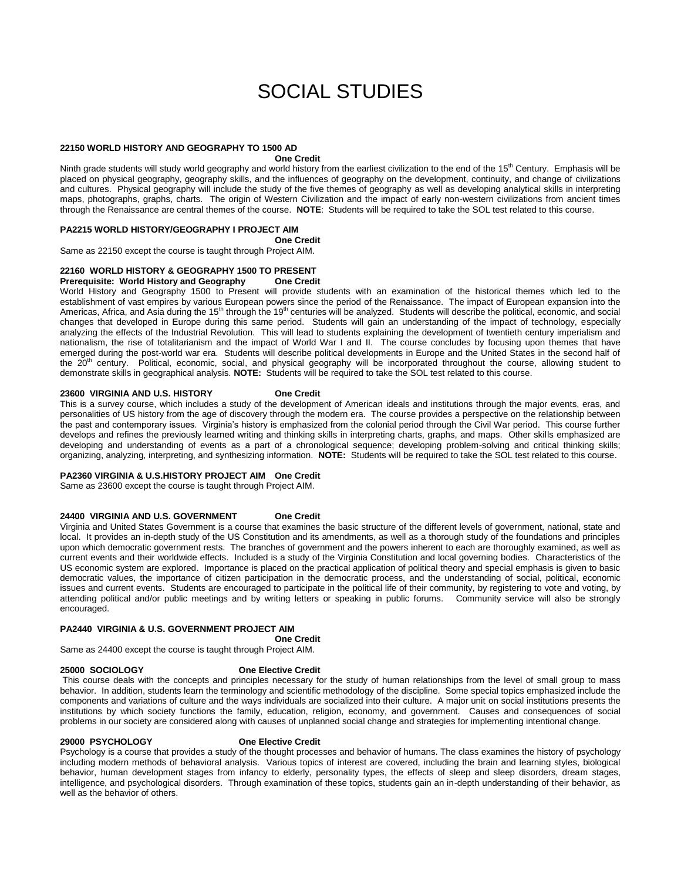# SOCIAL STUDIES

**22150 WORLD HISTORY AND GEOGRAPHY TO 1500 AD**
**One Credit**

Ninth grade students will study world geography and world history from the earliest civilization to the end of the 15th Century. Emphasis will be placed on physical geography, geography skills, and the influences of geography on the development, continuity, and change of civilizations and cultures. Physical geography will include the study of the five themes of geography as well as developing analytical skills in interpreting maps, photographs, graphs, charts. The origin of Western Civilization and the impact of early non-western civilizations from ancient times through the Renaissance are central themes of the course. **NOTE**: Students will be required to take the SOL test related to this course.

**PA2215 WORLD HISTORY/GEOGRAPHY I PROJECT AIM**
**One Credit**

Same as 22150 except the course is taught through Project AIM.

**22160 WORLD HISTORY & GEOGRAPHY 1500 TO PRESENT**
**Prerequisite: World History and Geography One Credit**

World History and Geography 1500 to Present will provide students with an examination of the historical themes which led to the establishment of vast empires by various European powers since the period of the Renaissance. The impact of European expansion into the Americas, Africa, and Asia during the 15th through the 19th centuries will be analyzed. Students will describe the political, economic, and social changes that developed in Europe during this same period. Students will gain an understanding of the impact of technology, especially analyzing the effects of the Industrial Revolution. This will lead to students explaining the development of twentieth century imperialism and nationalism, the rise of totalitarianism and the impact of World War I and II. The course concludes by focusing upon themes that have emerged during the post-world war era. Students will describe political developments in Europe and the United States in the second half of the 20th century. Political, economic, social, and physical geography will be incorporated throughout the course, allowing student to demonstrate skills in geographical analysis. **NOTE:** Students will be required to take the SOL test related to this course.

**23600 VIRGINIA AND U.S. HISTORY One Credit**

This is a survey course, which includes a study of the development of American ideals and institutions through the major events, eras, and personalities of US history from the age of discovery through the modern era. The course provides a perspective on the relationship between the past and contemporary issues. Virginia's history is emphasized from the colonial period through the Civil War period. This course further develops and refines the previously learned writing and thinking skills in interpreting charts, graphs, and maps. Other skills emphasized are developing and understanding of events as a part of a chronological sequence; developing problem-solving and critical thinking skills; organizing, analyzing, interpreting, and synthesizing information. **NOTE:** Students will be required to take the SOL test related to this course.

**PA2360 VIRGINIA & U.S.HISTORY PROJECT AIM One Credit**

Same as 23600 except the course is taught through Project AIM.

**24400 VIRGINIA AND U.S. GOVERNMENT One Credit**

Virginia and United States Government is a course that examines the basic structure of the different levels of government, national, state and local. It provides an in-depth study of the US Constitution and its amendments, as well as a thorough study of the foundations and principles upon which democratic government rests. The branches of government and the powers inherent to each are thoroughly examined, as well as current events and their worldwide effects. Included is a study of the Virginia Constitution and local governing bodies. Characteristics of the US economic system are explored. Importance is placed on the practical application of political theory and special emphasis is given to basic democratic values, the importance of citizen participation in the democratic process, and the understanding of social, political, economic issues and current events. Students are encouraged to participate in the political life of their community, by registering to vote and voting, by attending political and/or public meetings and by writing letters or speaking in public forums. Community service will also be strongly encouraged.

**PA2440 VIRGINIA & U.S. GOVERNMENT PROJECT AIM**
**One Credit**

Same as 24400 except the course is taught through Project AIM.

**25000 SOCIOLOGY One Elective Credit**

This course deals with the concepts and principles necessary for the study of human relationships from the level of small group to mass behavior. In addition, students learn the terminology and scientific methodology of the discipline. Some special topics emphasized include the components and variations of culture and the ways individuals are socialized into their culture. A major unit on social institutions presents the institutions by which society functions the family, education, religion, economy, and government. Causes and consequences of social problems in our society are considered along with causes of unplanned social change and strategies for implementing intentional change.

**29000 PSYCHOLOGY One Elective Credit**

Psychology is a course that provides a study of the thought processes and behavior of humans. The class examines the history of psychology including modern methods of behavioral analysis. Various topics of interest are covered, including the brain and learning styles, biological behavior, human development stages from infancy to elderly, personality types, the effects of sleep and sleep disorders, dream stages, intelligence, and psychological disorders. Through examination of these topics, students gain an in-depth understanding of their behavior, as well as the behavior of others.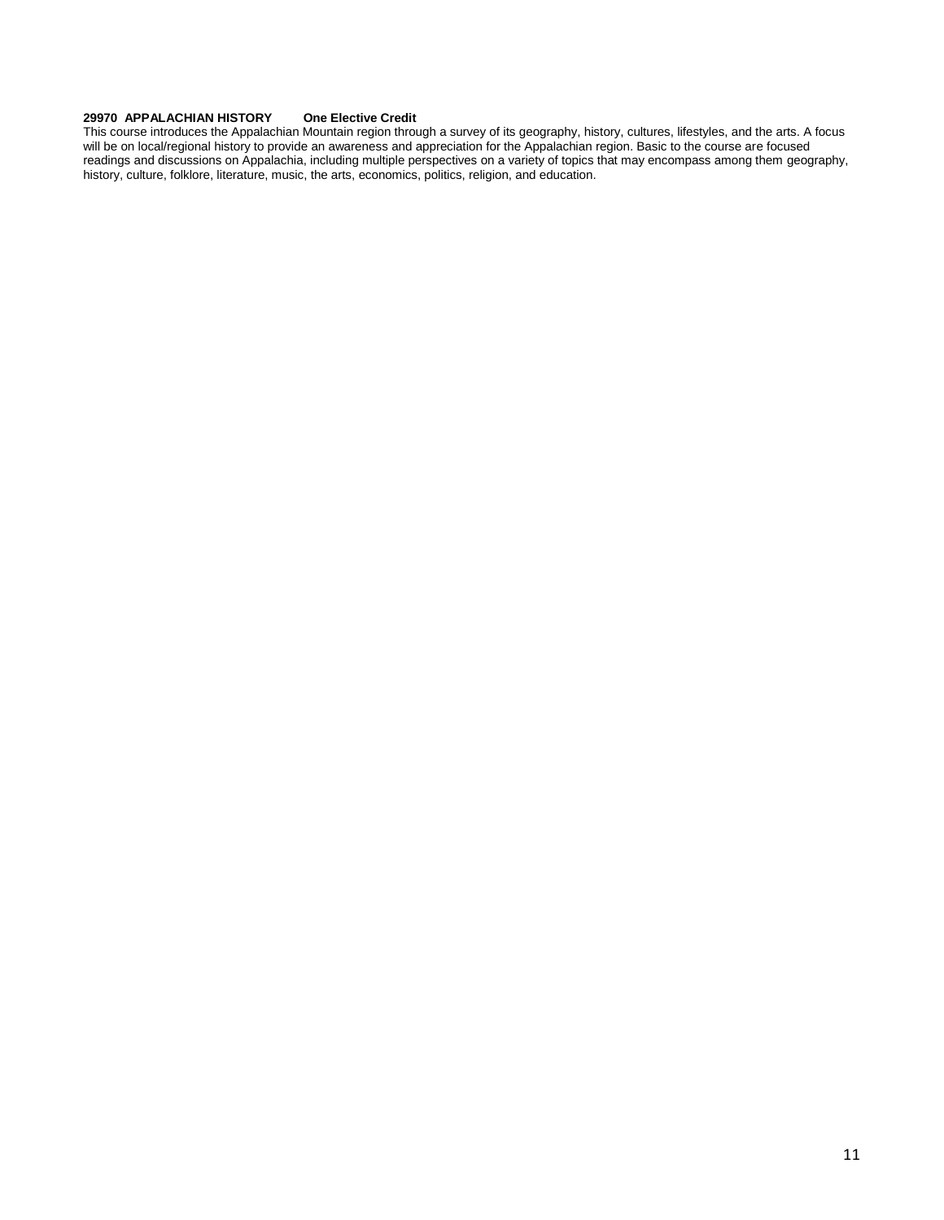**29970 APPALACHIAN HISTORY One Elective Credit**

This course introduces the Appalachian Mountain region through a survey of its geography, history, cultures, lifestyles, and the arts. A focus will be on local/regional history to provide an awareness and appreciation for the Appalachian region. Basic to the course are focused readings and discussions on Appalachia, including multiple perspectives on a variety of topics that may encompass among them geography, history, culture, folklore, literature, music, the arts, economics, politics, religion, and education.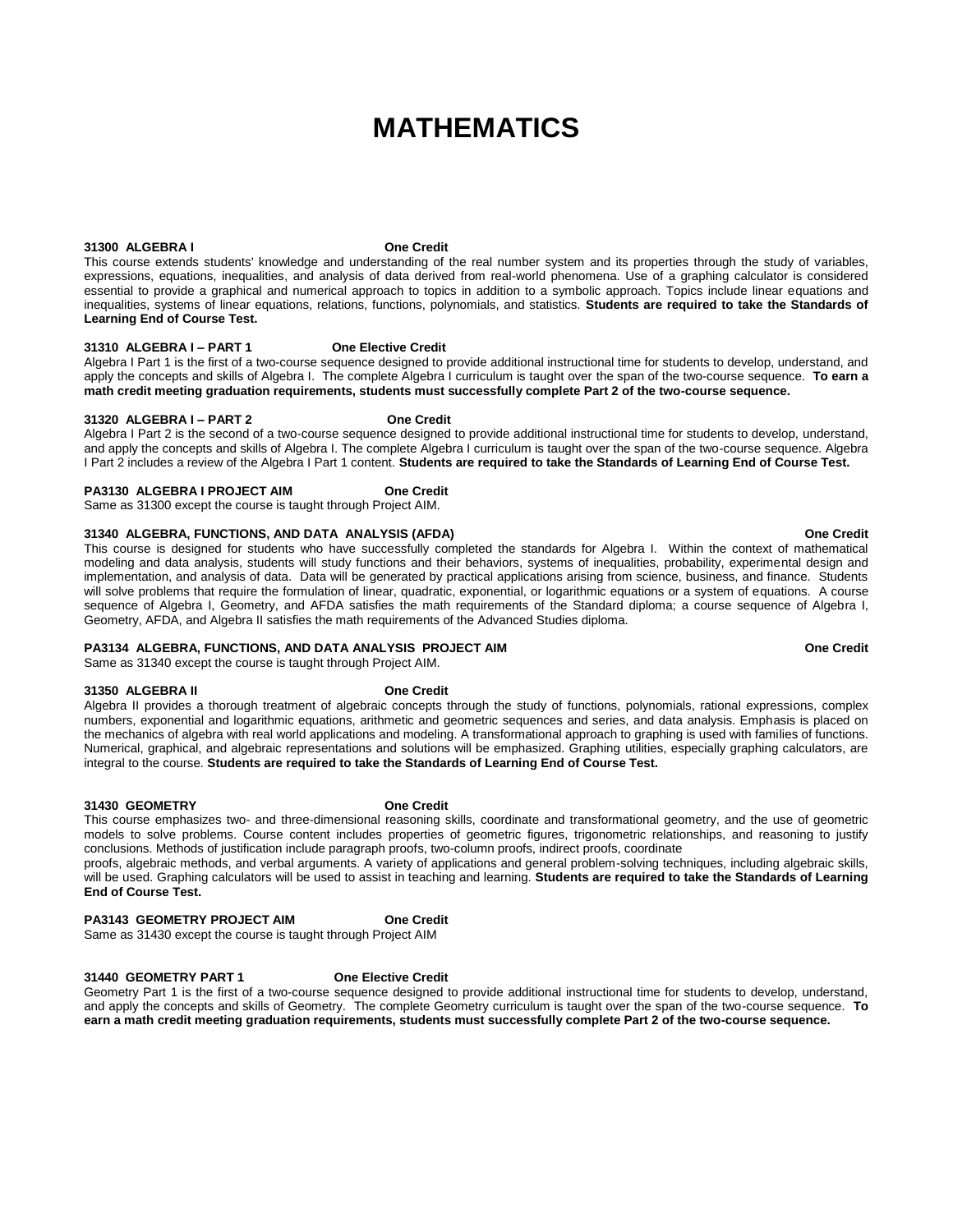# MATHEMATICS

**31300 ALGEBRA I** **One Credit**

This course extends students' knowledge and understanding of the real number system and its properties through the study of variables, expressions, equations, inequalities, and analysis of data derived from real-world phenomena. Use of a graphing calculator is considered essential to provide a graphical and numerical approach to topics in addition to a symbolic approach. Topics include linear equations and inequalities, systems of linear equations, relations, functions, polynomials, and statistics. **Students are required to take the Standards of Learning End of Course Test.**

**31310 ALGEBRA I – PART 1** **One Elective Credit**

Algebra I Part 1 is the first of a two-course sequence designed to provide additional instructional time for students to develop, understand, and apply the concepts and skills of Algebra I. The complete Algebra I curriculum is taught over the span of the two-course sequence. **To earn a math credit meeting graduation requirements, students must successfully complete Part 2 of the two-course sequence.**

**31320 ALGEBRA I – PART 2** **One Credit**

Algebra I Part 2 is the second of a two-course sequence designed to provide additional instructional time for students to develop, understand, and apply the concepts and skills of Algebra I. The complete Algebra I curriculum is taught over the span of the two-course sequence. Algebra I Part 2 includes a review of the Algebra I Part 1 content. **Students are required to take the Standards of Learning End of Course Test.**

**PA3130 ALGEBRA I PROJECT AIM** **One Credit**

Same as 31300 except the course is taught through Project AIM.

**31340 ALGEBRA, FUNCTIONS, AND DATA ANALYSIS (AFDA)** **One Credit**

This course is designed for students who have successfully completed the standards for Algebra I. Within the context of mathematical modeling and data analysis, students will study functions and their behaviors, systems of inequalities, probability, experimental design and implementation, and analysis of data. Data will be generated by practical applications arising from science, business, and finance. Students will solve problems that require the formulation of linear, quadratic, exponential, or logarithmic equations or a system of equations. A course sequence of Algebra I, Geometry, and AFDA satisfies the math requirements of the Standard diploma; a course sequence of Algebra I, Geometry, AFDA, and Algebra II satisfies the math requirements of the Advanced Studies diploma.

**PA3134 ALGEBRA, FUNCTIONS, AND DATA ANALYSIS PROJECT AIM** **One Credit**

Same as 31340 except the course is taught through Project AIM.

**31350 ALGEBRA II** **One Credit**

Algebra II provides a thorough treatment of algebraic concepts through the study of functions, polynomials, rational expressions, complex numbers, exponential and logarithmic equations, arithmetic and geometric sequences and series, and data analysis. Emphasis is placed on the mechanics of algebra with real world applications and modeling. A transformational approach to graphing is used with families of functions. Numerical, graphical, and algebraic representations and solutions will be emphasized. Graphing utilities, especially graphing calculators, are integral to the course. **Students are required to take the Standards of Learning End of Course Test.**

**31430 GEOMETRY** **One Credit**

This course emphasizes two- and three-dimensional reasoning skills, coordinate and transformational geometry, and the use of geometric models to solve problems. Course content includes properties of geometric figures, trigonometric relationships, and reasoning to justify conclusions. Methods of justification include paragraph proofs, two-column proofs, indirect proofs, coordinate proofs, algebraic methods, and verbal arguments. A variety of applications and general problem-solving techniques, including algebraic skills, will be used. Graphing calculators will be used to assist in teaching and learning. **Students are required to take the Standards of Learning End of Course Test.**

**PA3143 GEOMETRY PROJECT AIM** **One Credit**

Same as 31430 except the course is taught through Project AIM

**31440 GEOMETRY PART 1** **One Elective Credit**

Geometry Part 1 is the first of a two-course sequence designed to provide additional instructional time for students to develop, understand, and apply the concepts and skills of Geometry. The complete Geometry curriculum is taught over the span of the two-course sequence. **To earn a math credit meeting graduation requirements, students must successfully complete Part 2 of the two-course sequence.**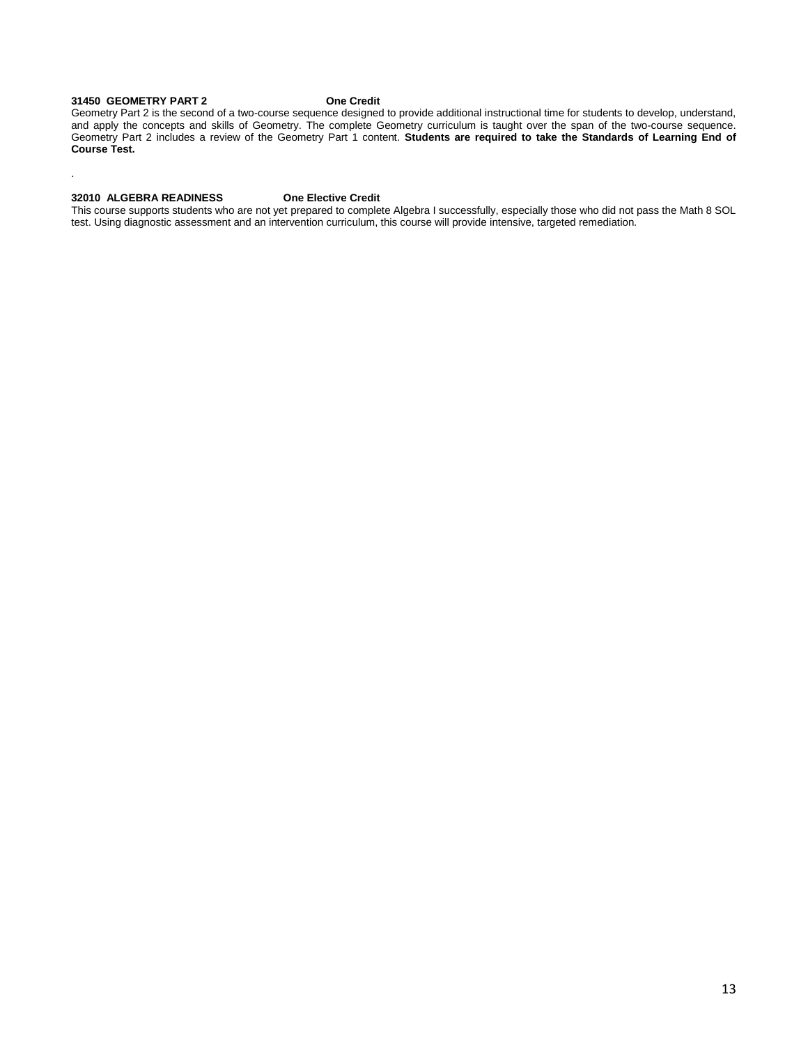**31450 GEOMETRY PART 2 One Credit**

Geometry Part 2 is the second of a two-course sequence designed to provide additional instructional time for students to develop, understand, and apply the concepts and skills of Geometry. The complete Geometry curriculum is taught over the span of the two-course sequence. Geometry Part 2 includes a review of the Geometry Part 1 content. **Students are required to take the Standards of Learning End of Course Test.**

.

**32010 ALGEBRA READINESS One Elective Credit**

This course supports students who are not yet prepared to complete Algebra I successfully, especially those who did not pass the Math 8 SOL test. Using diagnostic assessment and an intervention curriculum, this course will provide intensive, targeted remediation.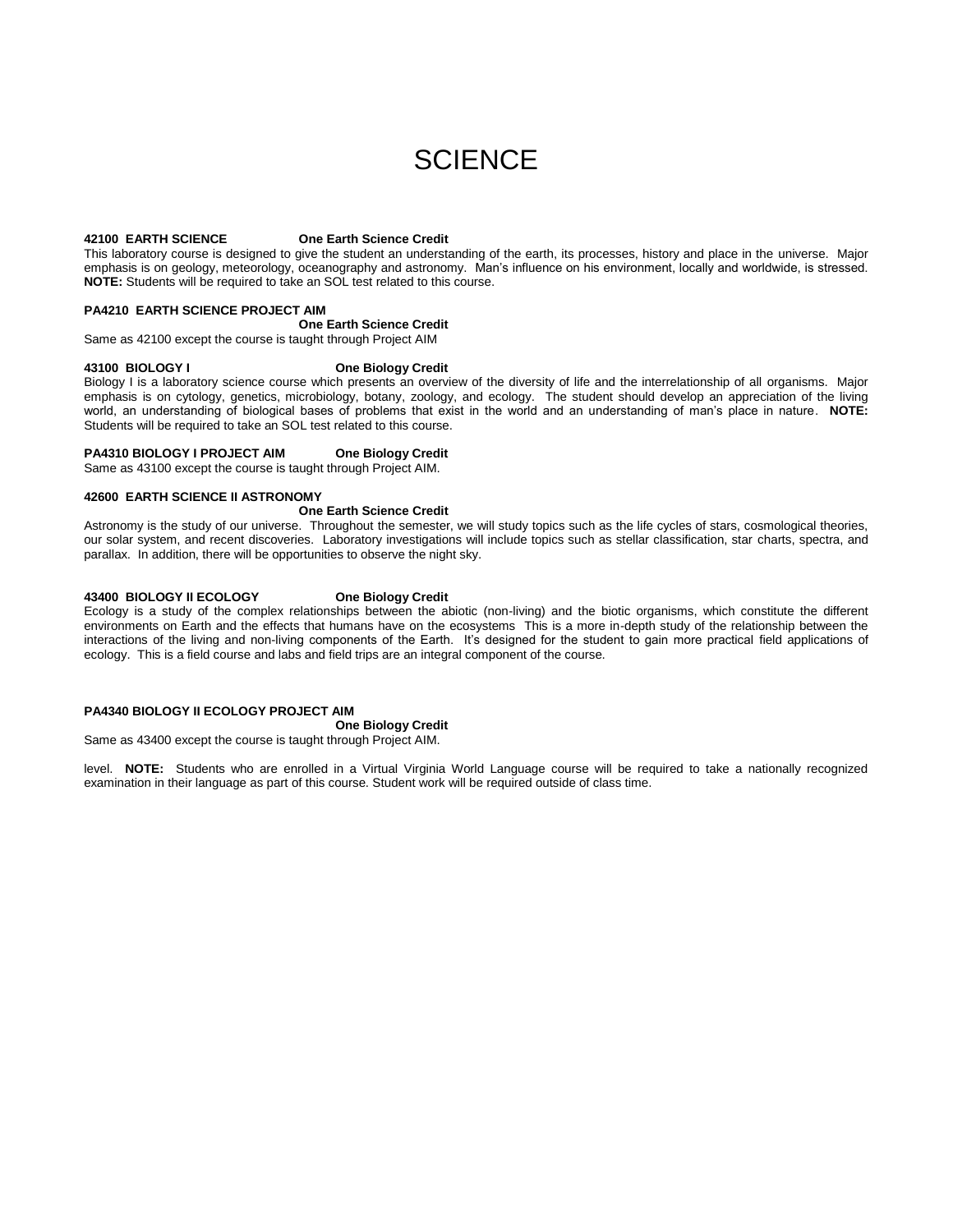# SCIENCE

**42100 EARTH SCIENCE One Earth Science Credit**

This laboratory course is designed to give the student an understanding of the earth, its processes, history and place in the universe. Major emphasis is on geology, meteorology, oceanography and astronomy. Man's influence on his environment, locally and worldwide, is stressed. **NOTE:** Students will be required to take an SOL test related to this course.

**PA4210 EARTH SCIENCE PROJECT AIM**
**One Earth Science Credit**

Same as 42100 except the course is taught through Project AIM

**43100 BIOLOGY I One Biology Credit**

Biology I is a laboratory science course which presents an overview of the diversity of life and the interrelationship of all organisms. Major emphasis is on cytology, genetics, microbiology, botany, zoology, and ecology. The student should develop an appreciation of the living world, an understanding of biological bases of problems that exist in the world and an understanding of man's place in nature. **NOTE:** Students will be required to take an SOL test related to this course.

**PA4310 BIOLOGY I PROJECT AIM One Biology Credit**

Same as 43100 except the course is taught through Project AIM.

**42600 EARTH SCIENCE II ASTRONOMY**
**One Earth Science Credit**

Astronomy is the study of our universe. Throughout the semester, we will study topics such as the life cycles of stars, cosmological theories, our solar system, and recent discoveries. Laboratory investigations will include topics such as stellar classification, star charts, spectra, and parallax. In addition, there will be opportunities to observe the night sky.

**43400 BIOLOGY II ECOLOGY One Biology Credit**

Ecology is a study of the complex relationships between the abiotic (non-living) and the biotic organisms, which constitute the different environments on Earth and the effects that humans have on the ecosystems This is a more in-depth study of the relationship between the interactions of the living and non-living components of the Earth. It's designed for the student to gain more practical field applications of ecology. This is a field course and labs and field trips are an integral component of the course.

**PA4340 BIOLOGY II ECOLOGY PROJECT AIM**
**One Biology Credit**

Same as 43400 except the course is taught through Project AIM.

level. **NOTE:** Students who are enrolled in a Virtual Virginia World Language course will be required to take a nationally recognized examination in their language as part of this course. Student work will be required outside of class time.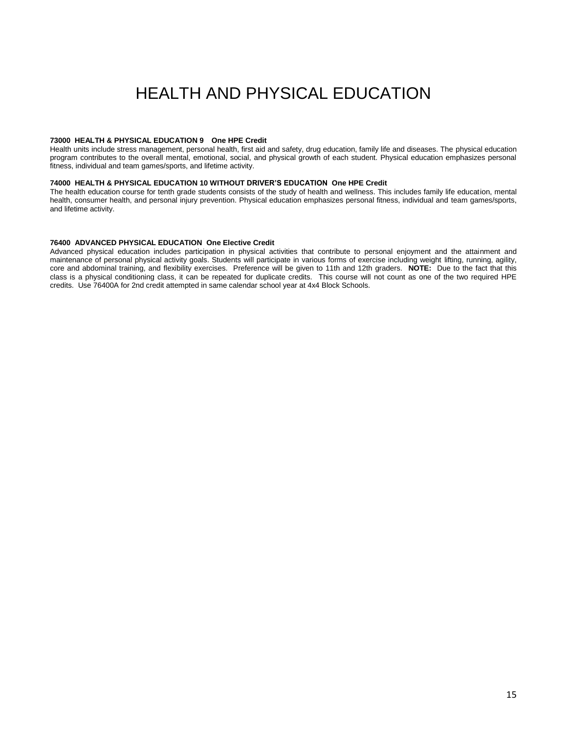# HEALTH AND PHYSICAL EDUCATION

**73000 HEALTH & PHYSICAL EDUCATION 9 One HPE Credit**
Health units include stress management, personal health, first aid and safety, drug education, family life and diseases. The physical education program contributes to the overall mental, emotional, social, and physical growth of each student. Physical education emphasizes personal fitness, individual and team games/sports, and lifetime activity.

**74000 HEALTH & PHYSICAL EDUCATION 10 WITHOUT DRIVER'S EDUCATION One HPE Credit**
The health education course for tenth grade students consists of the study of health and wellness. This includes family life education, mental health, consumer health, and personal injury prevention. Physical education emphasizes personal fitness, individual and team games/sports, and lifetime activity.

**76400 ADVANCED PHYSICAL EDUCATION One Elective Credit**
Advanced physical education includes participation in physical activities that contribute to personal enjoyment and the attainment and maintenance of personal physical activity goals. Students will participate in various forms of exercise including weight lifting, running, agility, core and abdominal training, and flexibility exercises. Preference will be given to 11th and 12th graders. **NOTE:** Due to the fact that this class is a physical conditioning class, it can be repeated for duplicate credits. This course will not count as one of the two required HPE credits. Use 76400A for 2nd credit attempted in same calendar school year at 4x4 Block Schools.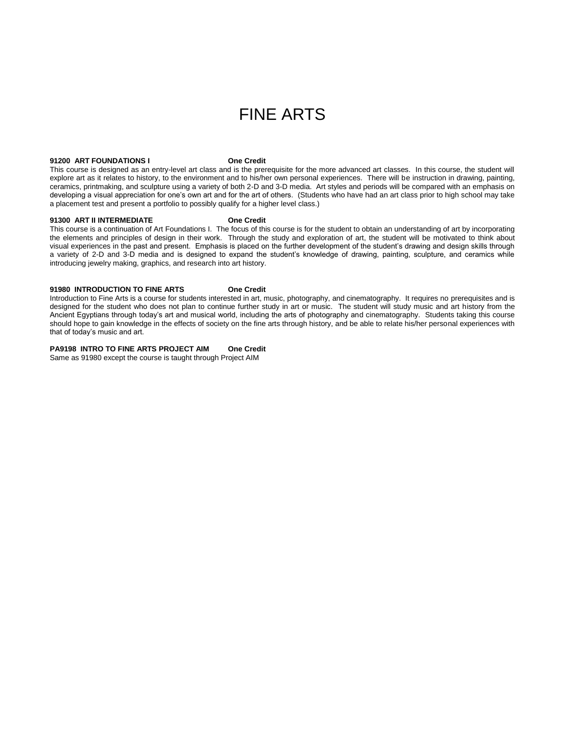# FINE ARTS

**91200 ART FOUNDATIONS I** **One Credit**

This course is designed as an entry-level art class and is the prerequisite for the more advanced art classes. In this course, the student will explore art as it relates to history, to the environment and to his/her own personal experiences. There will be instruction in drawing, painting, ceramics, printmaking, and sculpture using a variety of both 2-D and 3-D media. Art styles and periods will be compared with an emphasis on developing a visual appreciation for one's own art and for the art of others. (Students who have had an art class prior to high school may take a placement test and present a portfolio to possibly qualify for a higher level class.)

**91300 ART II INTERMEDIATE** **One Credit**

This course is a continuation of Art Foundations I. The focus of this course is for the student to obtain an understanding of art by incorporating the elements and principles of design in their work. Through the study and exploration of art, the student will be motivated to think about visual experiences in the past and present. Emphasis is placed on the further development of the student's drawing and design skills through a variety of 2-D and 3-D media and is designed to expand the student's knowledge of drawing, painting, sculpture, and ceramics while introducing jewelry making, graphics, and research into art history.

**91980 INTRODUCTION TO FINE ARTS** **One Credit**

Introduction to Fine Arts is a course for students interested in art, music, photography, and cinematography. It requires no prerequisites and is designed for the student who does not plan to continue further study in art or music. The student will study music and art history from the Ancient Egyptians through today's art and musical world, including the arts of photography and cinematography. Students taking this course should hope to gain knowledge in the effects of society on the fine arts through history, and be able to relate his/her personal experiences with that of today's music and art.

**PA9198 INTRO TO FINE ARTS PROJECT AIM** **One Credit**

Same as 91980 except the course is taught through Project AIM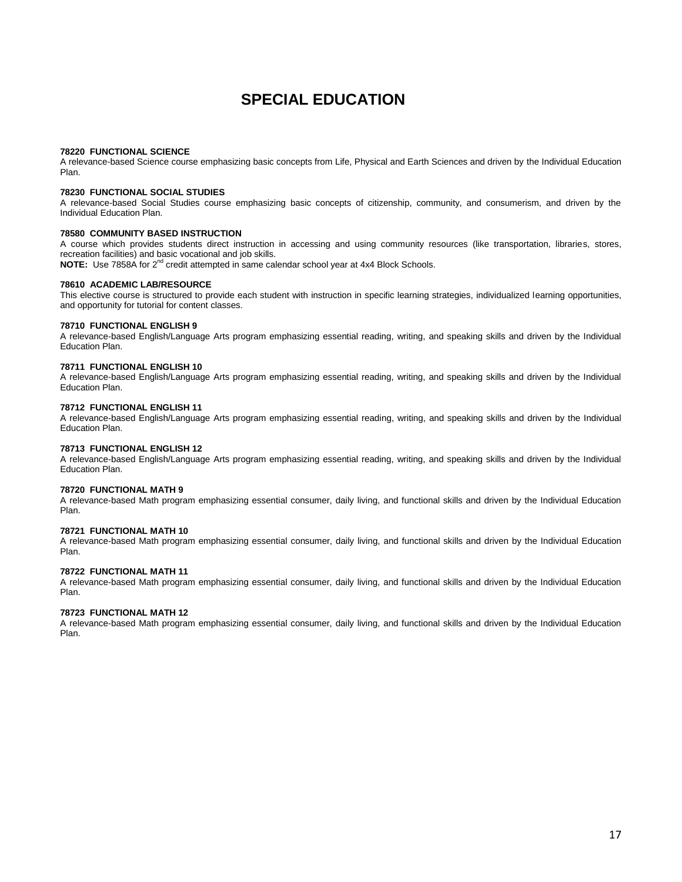# SPECIAL EDUCATION

**78220 FUNCTIONAL SCIENCE**
A relevance-based Science course emphasizing basic concepts from Life, Physical and Earth Sciences and driven by the Individual Education Plan.

**78230 FUNCTIONAL SOCIAL STUDIES**
A relevance-based Social Studies course emphasizing basic concepts of citizenship, community, and consumerism, and driven by the Individual Education Plan.

**78580 COMMUNITY BASED INSTRUCTION**
A course which provides students direct instruction in accessing and using community resources (like transportation, libraries, stores, recreation facilities) and basic vocational and job skills.
**NOTE:** Use 7858A for 2nd credit attempted in same calendar school year at 4x4 Block Schools.

**78610 ACADEMIC LAB/RESOURCE**
This elective course is structured to provide each student with instruction in specific learning strategies, individualized learning opportunities, and opportunity for tutorial for content classes.

**78710 FUNCTIONAL ENGLISH 9**
A relevance-based English/Language Arts program emphasizing essential reading, writing, and speaking skills and driven by the Individual Education Plan.

**78711 FUNCTIONAL ENGLISH 10**
A relevance-based English/Language Arts program emphasizing essential reading, writing, and speaking skills and driven by the Individual Education Plan.

**78712 FUNCTIONAL ENGLISH 11**
A relevance-based English/Language Arts program emphasizing essential reading, writing, and speaking skills and driven by the Individual Education Plan.

**78713 FUNCTIONAL ENGLISH 12**
A relevance-based English/Language Arts program emphasizing essential reading, writing, and speaking skills and driven by the Individual Education Plan.

**78720 FUNCTIONAL MATH 9**
A relevance-based Math program emphasizing essential consumer, daily living, and functional skills and driven by the Individual Education Plan.

**78721 FUNCTIONAL MATH 10**
A relevance-based Math program emphasizing essential consumer, daily living, and functional skills and driven by the Individual Education Plan.

**78722 FUNCTIONAL MATH 11**
A relevance-based Math program emphasizing essential consumer, daily living, and functional skills and driven by the Individual Education Plan.

**78723 FUNCTIONAL MATH 12**
A relevance-based Math program emphasizing essential consumer, daily living, and functional skills and driven by the Individual Education Plan.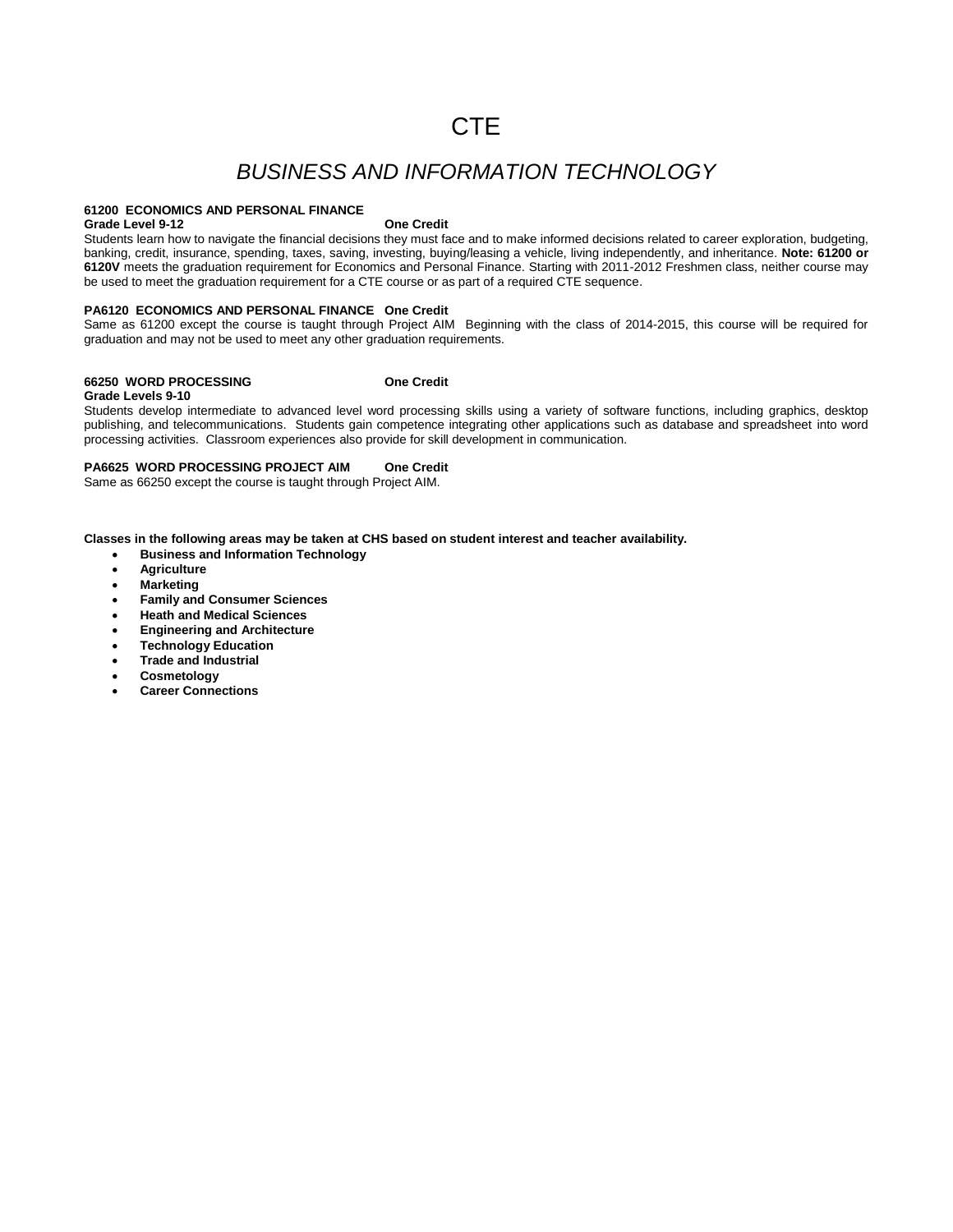# CTE

## *BUSINESS AND INFORMATION TECHNOLOGY*

**61200 ECONOMICS AND PERSONAL FINANCE**
**Grade Level 9-12 One Credit**
Students learn how to navigate the financial decisions they must face and to make informed decisions related to career exploration, budgeting, banking, credit, insurance, spending, taxes, saving, investing, buying/leasing a vehicle, living independently, and inheritance. **Note: 61200 or 6120V** meets the graduation requirement for Economics and Personal Finance. Starting with 2011-2012 Freshmen class, neither course may be used to meet the graduation requirement for a CTE course or as part of a required CTE sequence.

**PA6120 ECONOMICS AND PERSONAL FINANCE One Credit**
Same as 61200 except the course is taught through Project AIM Beginning with the class of 2014-2015, this course will be required for graduation and may not be used to meet any other graduation requirements.

**66250 WORD PROCESSING One Credit**
**Grade Levels 9-10**
Students develop intermediate to advanced level word processing skills using a variety of software functions, including graphics, desktop publishing, and telecommunications. Students gain competence integrating other applications such as database and spreadsheet into word processing activities. Classroom experiences also provide for skill development in communication.

**PA6625 WORD PROCESSING PROJECT AIM One Credit**
Same as 66250 except the course is taught through Project AIM.

**Classes in the following areas may be taken at CHS based on student interest and teacher availability.**

- **Business and Information Technology**
- **Agriculture**
- **Marketing**
- **Family and Consumer Sciences**
- **Heath and Medical Sciences**
- **Engineering and Architecture**
- **Technology Education**
- **Trade and Industrial**
- **Cosmetology**
- **Career Connections**